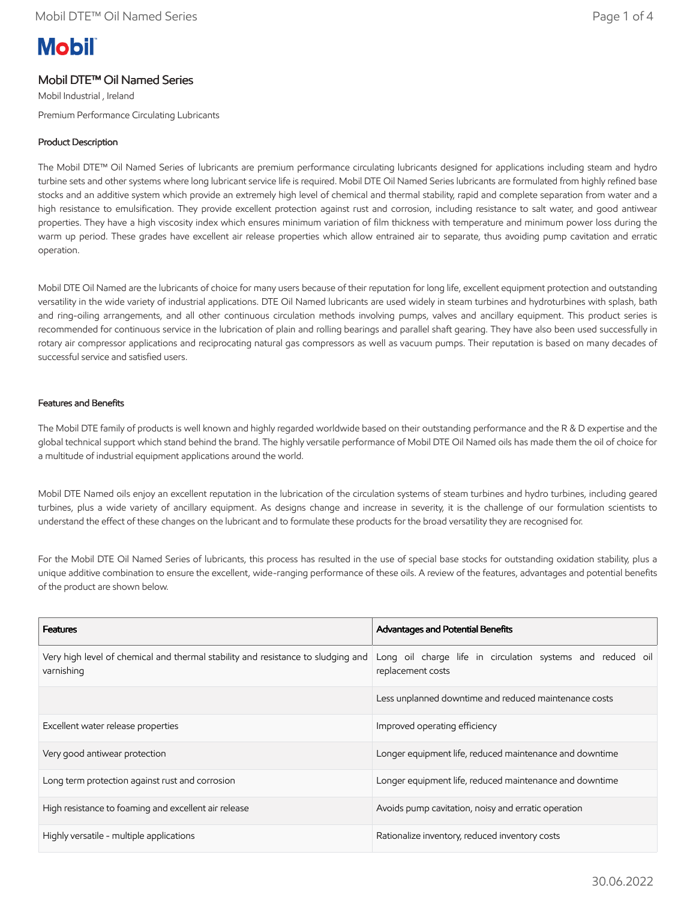Mobil

# Mobil DTE™ Oil Named Series

Mobil Industrial , Ireland

Premium Performance Circulating Lubricants

## Product Description

The Mobil DTE™ Oil Named Series of lubricants are premium performance circulating lubricants designed for applications including steam and hydro turbine sets and other systems where long lubricant service life is required. Mobil DTE Oil Named Series lubricants are formulated from highly refined base stocks and an additive system which provide an extremely high level of chemical and thermal stability, rapid and complete separation from water and a high resistance to emulsification. They provide excellent protection against rust and corrosion, including resistance to salt water, and good antiwear properties. They have a high viscosity index which ensures minimum variation of film thickness with temperature and minimum power loss during the warm up period. These grades have excellent air release properties which allow entrained air to separate, thus avoiding pump cavitation and erratic operation.

Mobil DTE Oil Named are the lubricants of choice for many users because of their reputation for long life, excellent equipment protection and outstanding versatility in the wide variety of industrial applications. DTE Oil Named lubricants are used widely in steam turbines and hydroturbines with splash, bath and ring-oiling arrangements, and all other continuous circulation methods involving pumps, valves and ancillary equipment. This product series is recommended for continuous service in the lubrication of plain and rolling bearings and parallel shaft gearing. They have also been used successfully in rotary air compressor applications and reciprocating natural gas compressors as well as vacuum pumps. Their reputation is based on many decades of successful service and satisfied users.

## Features and Benefits

The Mobil DTE family of products is well known and highly regarded worldwide based on their outstanding performance and the R & D expertise and the global technical support which stand behind the brand. The highly versatile performance of Mobil DTE Oil Named oils has made them the oil of choice for a multitude of industrial equipment applications around the world.

Mobil DTE Named oils enjoy an excellent reputation in the lubrication of the circulation systems of steam turbines and hydro turbines, including geared turbines, plus a wide variety of ancillary equipment. As designs change and increase in severity, it is the challenge of our formulation scientists to understand the effect of these changes on the lubricant and to formulate these products for the broad versatility they are recognised for.

For the Mobil DTE Oil Named Series of lubricants, this process has resulted in the use of special base stocks for outstanding oxidation stability, plus a unique additive combination to ensure the excellent, wide-ranging performance of these oils. A review of the features, advantages and potential benefits of the product are shown below.

| Features | Advantages and Potential Benefits |
|---|---|
| Very high level of chemical and thermal stability and resistance to sludging and varnishing | Long oil charge life in circulation systems and reduced oil replacement costs |
| | Less unplanned downtime and reduced maintenance costs |
| Excellent water release properties | Improved operating efficiency |
| Very good antiwear protection | Longer equipment life, reduced maintenance and downtime |
| Long term protection against rust and corrosion | Longer equipment life, reduced maintenance and downtime |
| High resistance to foaming and excellent air release | Avoids pump cavitation, noisy and erratic operation |
| Highly versatile - multiple applications | Rationalize inventory, reduced inventory costs |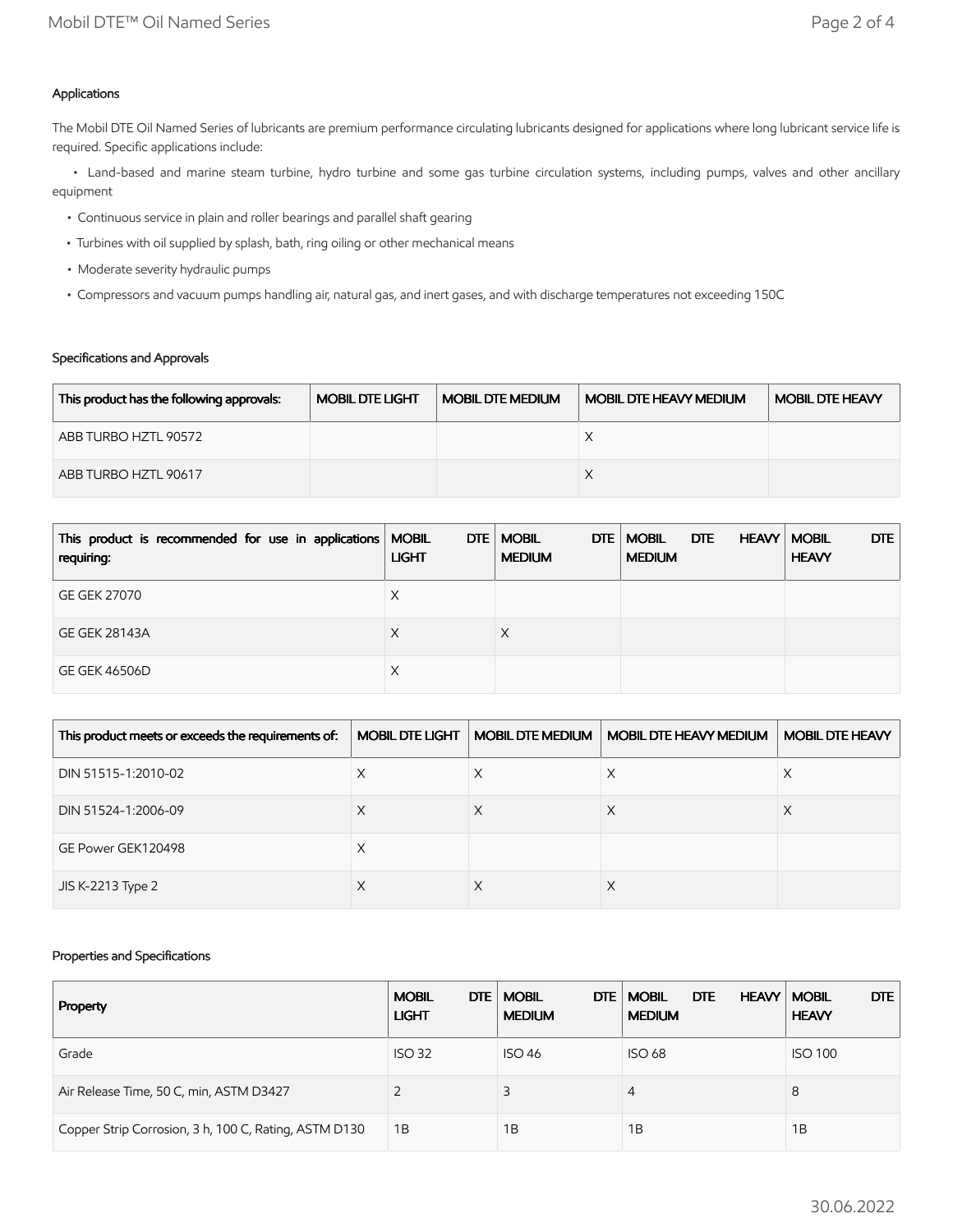## Applications

The Mobil DTE Oil Named Series of lubricants are premium performance circulating lubricants designed for applications where long lubricant service life is required. Specific applications include:

- Land-based and marine steam turbine, hydro turbine and some gas turbine circulation systems, including pumps, valves and other ancillary equipment
- Continuous service in plain and roller bearings and parallel shaft gearing
- Turbines with oil supplied by splash, bath, ring oiling or other mechanical means
- Moderate severity hydraulic pumps
- Compressors and vacuum pumps handling air, natural gas, and inert gases, and with discharge temperatures not exceeding 150C

## Specifications and Approvals

| This product has the following approvals: | MOBIL DTE LIGHT | MOBIL DTE MEDIUM | MOBIL DTE HEAVY MEDIUM | MOBIL DTE HEAVY |
|---|---|---|---|---|
| ABB TURBO HZTL 90572 | | | X | |
| ABB TURBO HZTL 90617 | | | X | |

| This product is recommended for use in applications requiring: | MOBIL DTE LIGHT | MOBIL DTE MEDIUM | MOBIL DTE HEAVY MEDIUM | MOBIL DTE HEAVY |
|---|---|---|---|---|
| GE GEK 27070 | X | | | |
| GE GEK 28143A | X | X | | |
| GE GEK 46506D | X | | | |

| This product meets or exceeds the requirements of: | MOBIL DTE LIGHT | MOBIL DTE MEDIUM | MOBIL DTE HEAVY MEDIUM | MOBIL DTE HEAVY |
|---|---|---|---|---|
| DIN 51515-1:2010-02 | X | X | X | X |
| DIN 51524-1:2006-09 | X | X | X | X |
| GE Power GEK120498 | X | | | |
| JIS K-2213 Type 2 | X | X | X | |

## Properties and Specifications

| Property | MOBIL DTE LIGHT | MOBIL DTE MEDIUM | MOBIL DTE HEAVY MEDIUM | MOBIL DTE HEAVY |
|---|---|---|---|---|
| Grade | ISO 32 | ISO 46 | ISO 68 | ISO 100 |
| Air Release Time, 50 C, min, ASTM D3427 | 2 | 3 | 4 | 8 |
| Copper Strip Corrosion, 3 h, 100 C, Rating, ASTM D130 | 1B | 1B | 1B | 1B |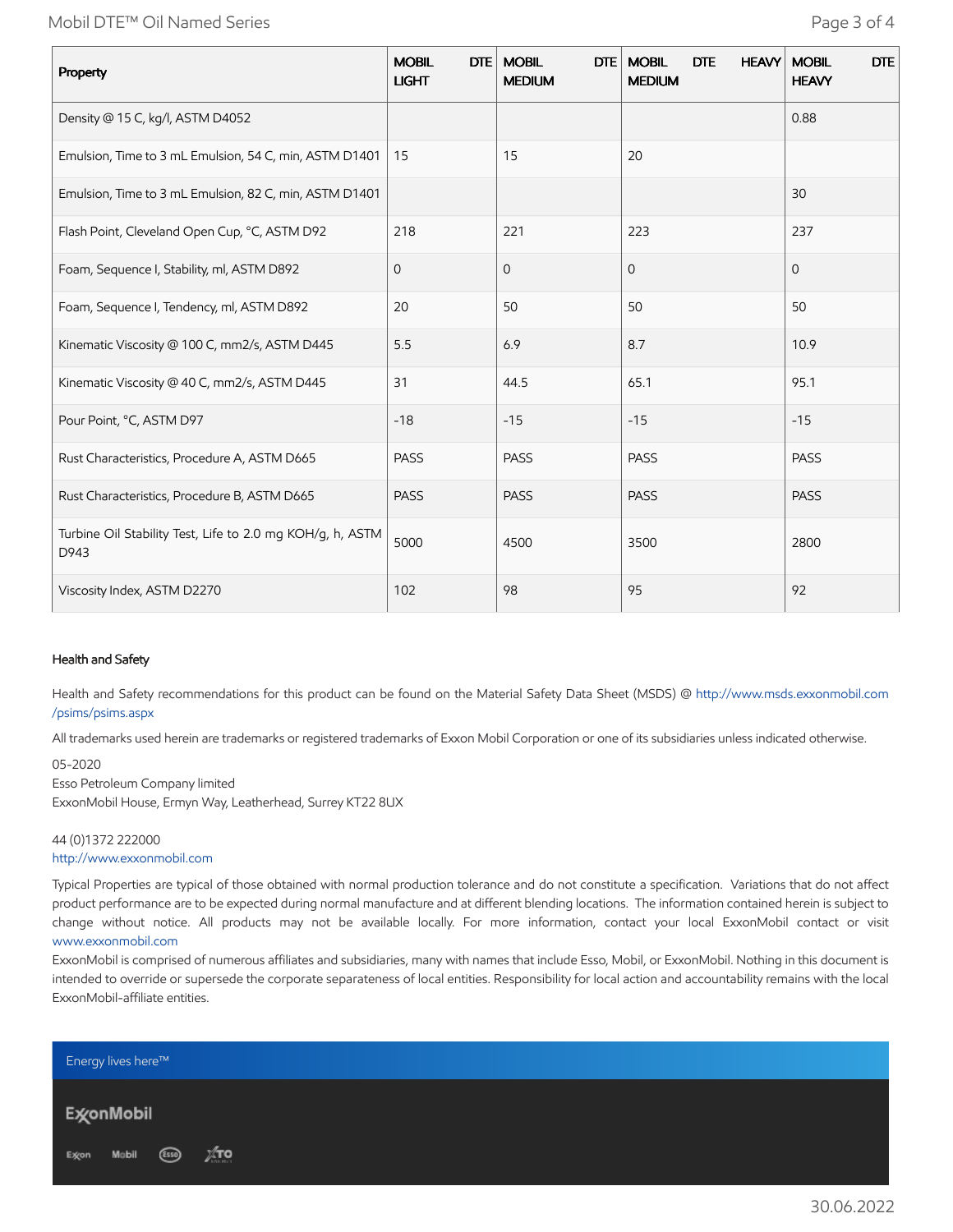| Property | MOBIL DTE LIGHT | MOBIL DTE MEDIUM | MOBIL DTE HEAVY MEDIUM | MOBIL DTE HEAVY |
|---|---|---|---|---|
| Density @ 15 C, kg/l, ASTM D4052 | | | | 0.88 |
| Emulsion, Time to 3 mL Emulsion, 54 C, min, ASTM D1401 | 15 | 15 | 20 | |
| Emulsion, Time to 3 mL Emulsion, 82 C, min, ASTM D1401 | | | | 30 |
| Flash Point, Cleveland Open Cup, °C, ASTM D92 | 218 | 221 | 223 | 237 |
| Foam, Sequence I, Stability, ml, ASTM D892 | 0 | 0 | 0 | 0 |
| Foam, Sequence I, Tendency, ml, ASTM D892 | 20 | 50 | 50 | 50 |
| Kinematic Viscosity @ 100 C, mm2/s, ASTM D445 | 5.5 | 6.9 | 8.7 | 10.9 |
| Kinematic Viscosity @ 40 C, mm2/s, ASTM D445 | 31 | 44.5 | 65.1 | 95.1 |
| Pour Point, °C, ASTM D97 | -18 | -15 | -15 | -15 |
| Rust Characteristics, Procedure A, ASTM D665 | PASS | PASS | PASS | PASS |
| Rust Characteristics, Procedure B, ASTM D665 | PASS | PASS | PASS | PASS |
| Turbine Oil Stability Test, Life to 2.0 mg KOH/g, h, ASTM D943 | 5000 | 4500 | 3500 | 2800 |
| Viscosity Index, ASTM D2270 | 102 | 98 | 95 | 92 |

### Health and Safety

Health and Safety recommendations for this product can be found on the Material Safety Data Sheet (MSDS) @ http://www.msds.exxonmobil.com/psims/psims.aspx

All trademarks used herein are trademarks or registered trademarks of Exxon Mobil Corporation or one of its subsidiaries unless indicated otherwise.

05-2020
Esso Petroleum Company limited
ExxonMobil House, Ermyn Way, Leatherhead, Surrey KT22 8UX

44 (0)1372 222000
http://www.exxonmobil.com

Typical Properties are typical of those obtained with normal production tolerance and do not constitute a specification. Variations that do not affect product performance are to be expected during normal manufacture and at different blending locations. The information contained herein is subject to change without notice. All products may not be available locally. For more information, contact your local ExxonMobil contact or visit www.exxonmobil.com

ExxonMobil is comprised of numerous affiliates and subsidiaries, many with names that include Esso, Mobil, or ExxonMobil. Nothing in this document is intended to override or supersede the corporate separateness of local entities. Responsibility for local action and accountability remains with the local ExxonMobil-affiliate entities.

Energy lives here™

ExxonMobil

Exxon Mobil Esso XTO

30.06.2022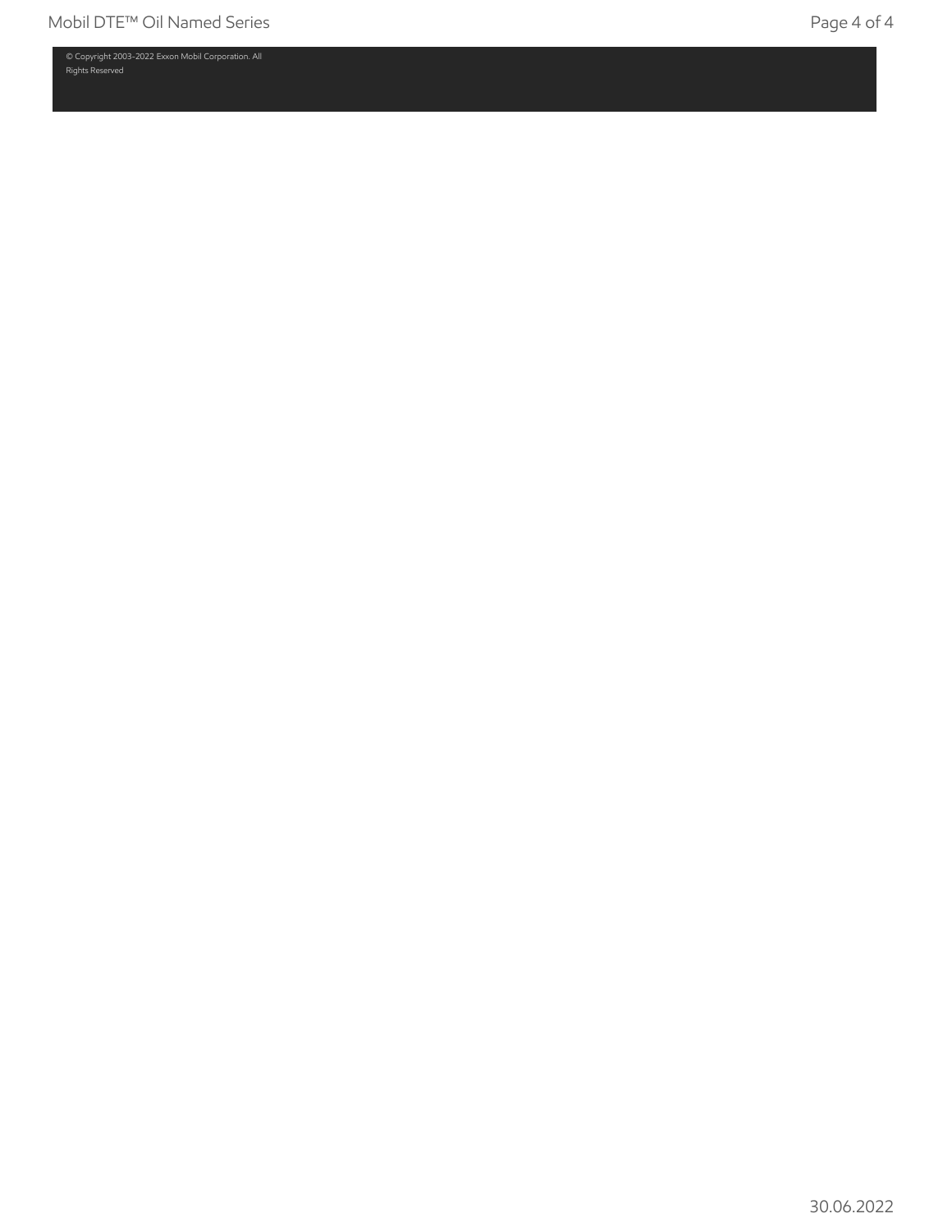© Copyright 2003-2022 Exxon Mobil Corporation. All Rights Reserved